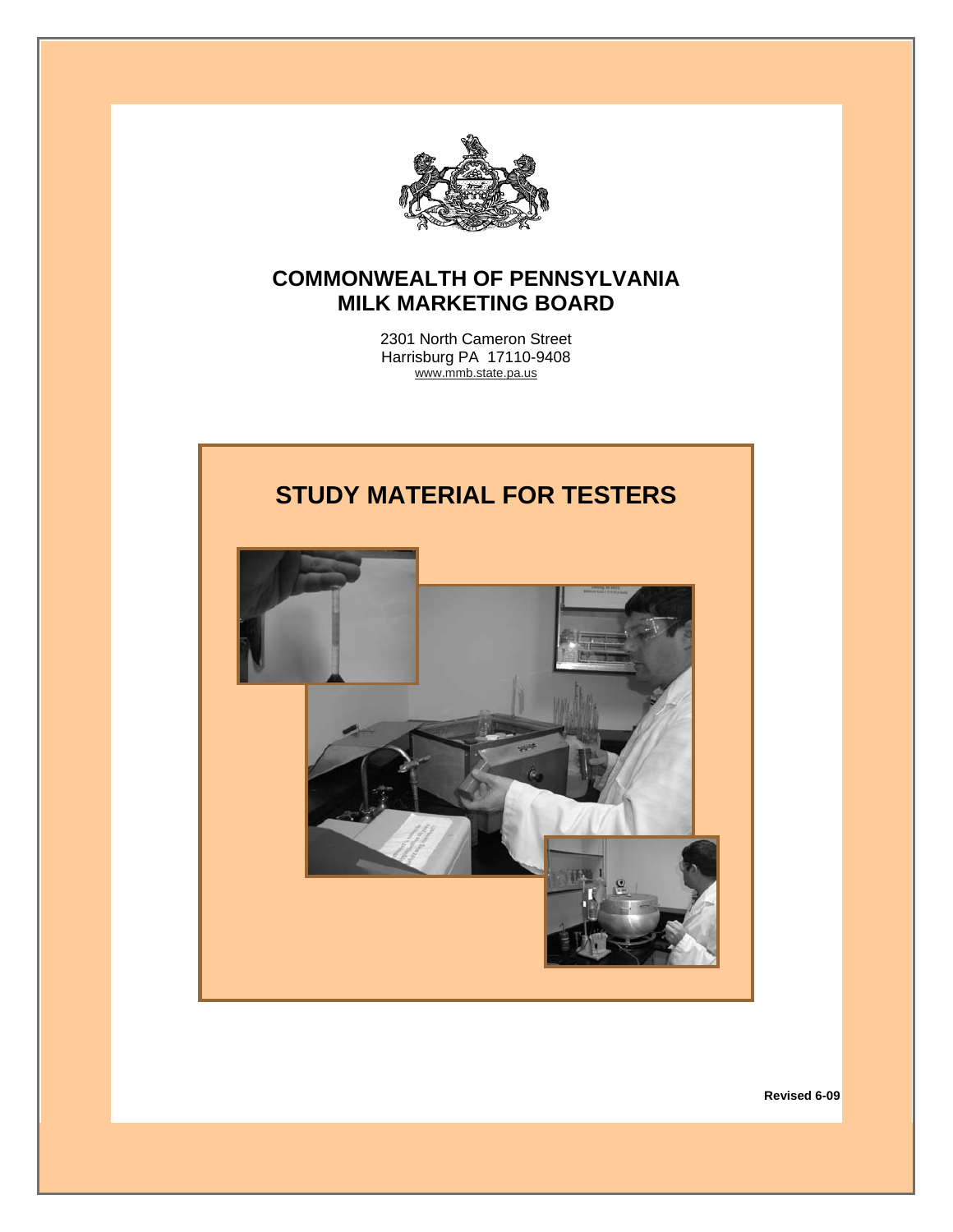# COMMONWEALTH OF PENNSYLVANIA
# MILK MARKETING BOARD

2301 North Cameron Street
Harrisburg PA 17110-9408
www.mmb.state.pa.us

## STUDY MATERIAL FOR TESTERS

**Revised 6-09**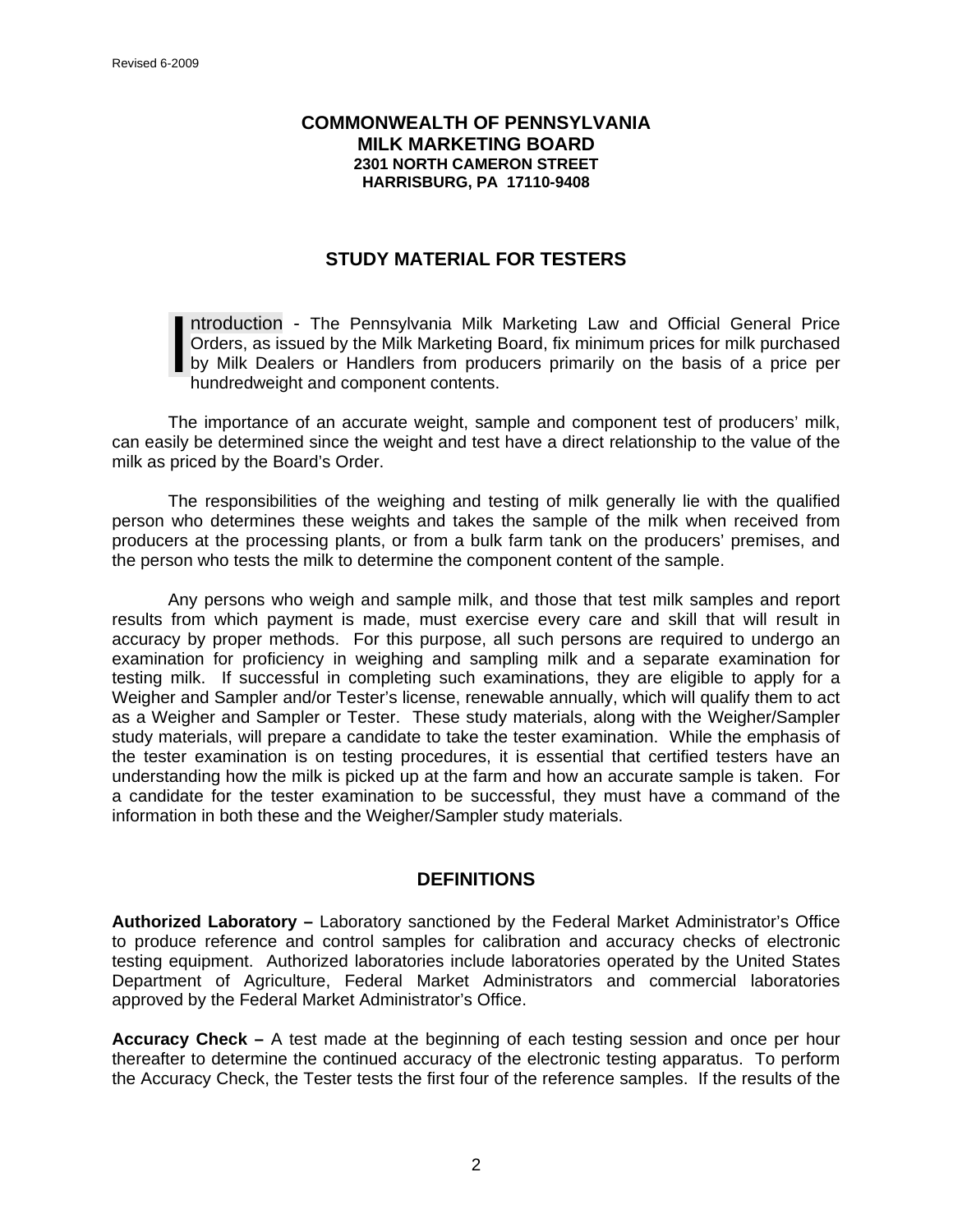COMMONWEALTH OF PENNSYLVANIA
MILK MARKETING BOARD
2301 NORTH CAMERON STREET
HARRISBURG, PA 17110-9408

## STUDY MATERIAL FOR TESTERS

Introduction - The Pennsylvania Milk Marketing Law and Official General Price Orders, as issued by the Milk Marketing Board, fix minimum prices for milk purchased by Milk Dealers or Handlers from producers primarily on the basis of a price per hundredweight and component contents.

The importance of an accurate weight, sample and component test of producers' milk, can easily be determined since the weight and test have a direct relationship to the value of the milk as priced by the Board's Order.

The responsibilities of the weighing and testing of milk generally lie with the qualified person who determines these weights and takes the sample of the milk when received from producers at the processing plants, or from a bulk farm tank on the producers' premises, and the person who tests the milk to determine the component content of the sample.

Any persons who weigh and sample milk, and those that test milk samples and report results from which payment is made, must exercise every care and skill that will result in accuracy by proper methods. For this purpose, all such persons are required to undergo an examination for proficiency in weighing and sampling milk and a separate examination for testing milk. If successful in completing such examinations, they are eligible to apply for a Weigher and Sampler and/or Tester's license, renewable annually, which will qualify them to act as a Weigher and Sampler or Tester. These study materials, along with the Weigher/Sampler study materials, will prepare a candidate to take the tester examination. While the emphasis of the tester examination is on testing procedures, it is essential that certified testers have an understanding how the milk is picked up at the farm and how an accurate sample is taken. For a candidate for the tester examination to be successful, they must have a command of the information in both these and the Weigher/Sampler study materials.

## DEFINITIONS

**Authorized Laboratory –** Laboratory sanctioned by the Federal Market Administrator's Office to produce reference and control samples for calibration and accuracy checks of electronic testing equipment. Authorized laboratories include laboratories operated by the United States Department of Agriculture, Federal Market Administrators and commercial laboratories approved by the Federal Market Administrator's Office.

**Accuracy Check –** A test made at the beginning of each testing session and once per hour thereafter to determine the continued accuracy of the electronic testing apparatus. To perform the Accuracy Check, the Tester tests the first four of the reference samples. If the results of the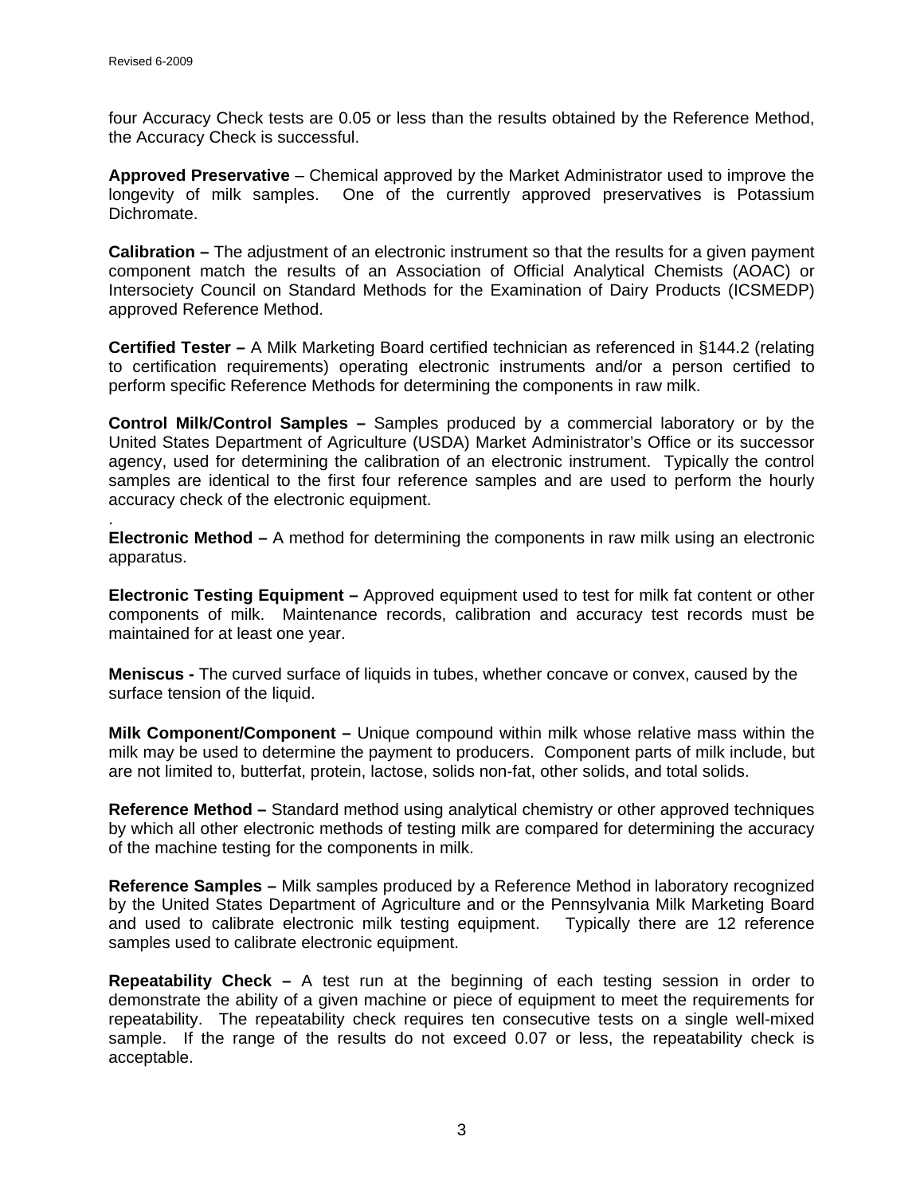four Accuracy Check tests are 0.05 or less than the results obtained by the Reference Method, the Accuracy Check is successful.

**Approved Preservative** – Chemical approved by the Market Administrator used to improve the longevity of milk samples. One of the currently approved preservatives is Potassium Dichromate.

**Calibration –** The adjustment of an electronic instrument so that the results for a given payment component match the results of an Association of Official Analytical Chemists (AOAC) or Intersociety Council on Standard Methods for the Examination of Dairy Products (ICSMEDP) approved Reference Method.

**Certified Tester –** A Milk Marketing Board certified technician as referenced in §144.2 (relating to certification requirements) operating electronic instruments and/or a person certified to perform specific Reference Methods for determining the components in raw milk.

**Control Milk/Control Samples –** Samples produced by a commercial laboratory or by the United States Department of Agriculture (USDA) Market Administrator's Office or its successor agency, used for determining the calibration of an electronic instrument. Typically the control samples are identical to the first four reference samples and are used to perform the hourly accuracy check of the electronic equipment.

.
**Electronic Method –** A method for determining the components in raw milk using an electronic apparatus.

**Electronic Testing Equipment –** Approved equipment used to test for milk fat content or other components of milk. Maintenance records, calibration and accuracy test records must be maintained for at least one year.

**Meniscus -** The curved surface of liquids in tubes, whether concave or convex, caused by the surface tension of the liquid.

**Milk Component/Component –** Unique compound within milk whose relative mass within the milk may be used to determine the payment to producers. Component parts of milk include, but are not limited to, butterfat, protein, lactose, solids non-fat, other solids, and total solids.

**Reference Method –** Standard method using analytical chemistry or other approved techniques by which all other electronic methods of testing milk are compared for determining the accuracy of the machine testing for the components in milk.

**Reference Samples –** Milk samples produced by a Reference Method in laboratory recognized by the United States Department of Agriculture and or the Pennsylvania Milk Marketing Board and used to calibrate electronic milk testing equipment. Typically there are 12 reference samples used to calibrate electronic equipment.

**Repeatability Check –** A test run at the beginning of each testing session in order to demonstrate the ability of a given machine or piece of equipment to meet the requirements for repeatability. The repeatability check requires ten consecutive tests on a single well-mixed sample. If the range of the results do not exceed 0.07 or less, the repeatability check is acceptable.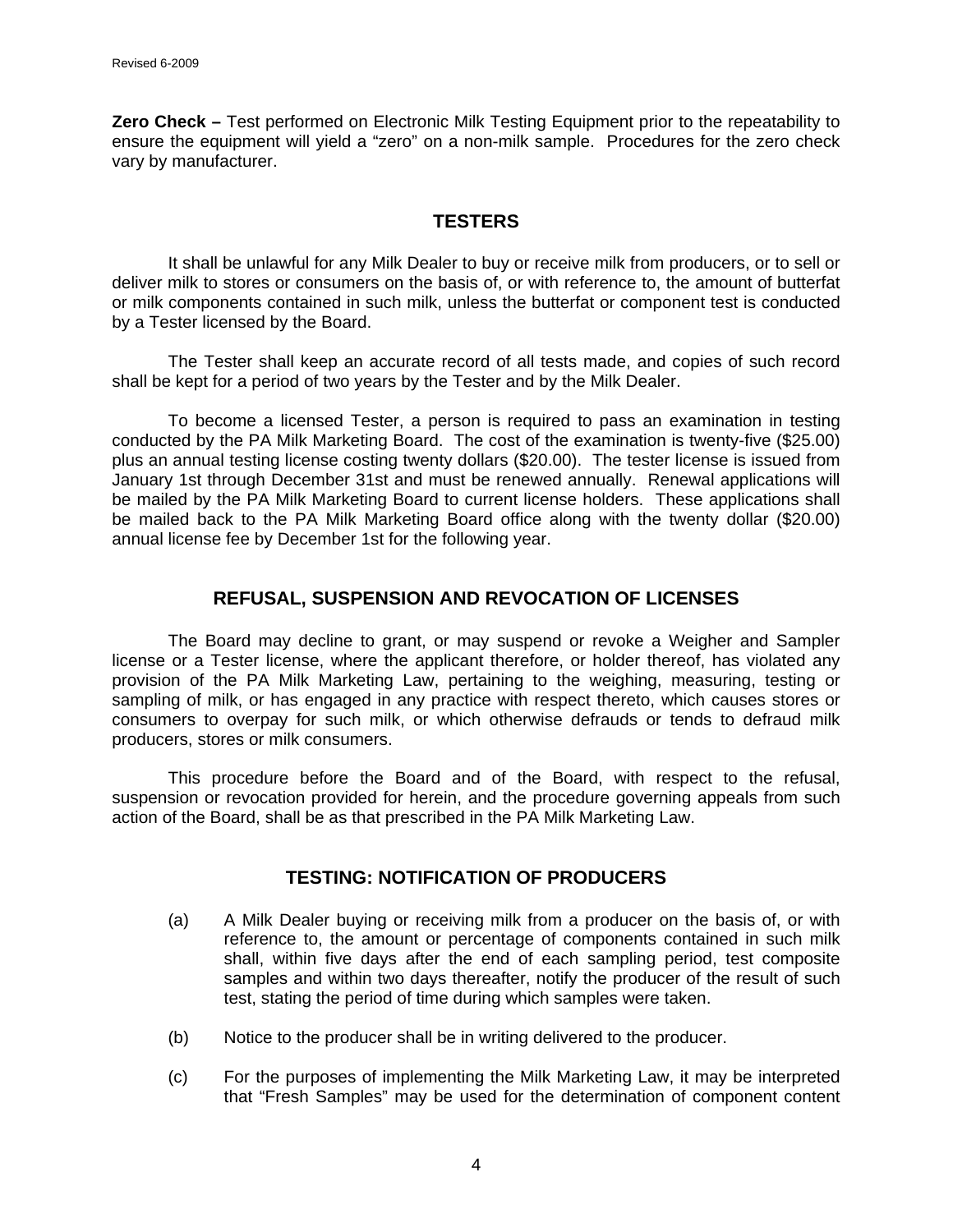**Zero Check –** Test performed on Electronic Milk Testing Equipment prior to the repeatability to ensure the equipment will yield a "zero" on a non-milk sample. Procedures for the zero check vary by manufacturer.

## TESTERS

It shall be unlawful for any Milk Dealer to buy or receive milk from producers, or to sell or deliver milk to stores or consumers on the basis of, or with reference to, the amount of butterfat or milk components contained in such milk, unless the butterfat or component test is conducted by a Tester licensed by the Board.

The Tester shall keep an accurate record of all tests made, and copies of such record shall be kept for a period of two years by the Tester and by the Milk Dealer.

To become a licensed Tester, a person is required to pass an examination in testing conducted by the PA Milk Marketing Board. The cost of the examination is twenty-five ($25.00) plus an annual testing license costing twenty dollars ($20.00). The tester license is issued from January 1st through December 31st and must be renewed annually. Renewal applications will be mailed by the PA Milk Marketing Board to current license holders. These applications shall be mailed back to the PA Milk Marketing Board office along with the twenty dollar ($20.00) annual license fee by December 1st for the following year.

## REFUSAL, SUSPENSION AND REVOCATION OF LICENSES

The Board may decline to grant, or may suspend or revoke a Weigher and Sampler license or a Tester license, where the applicant therefore, or holder thereof, has violated any provision of the PA Milk Marketing Law, pertaining to the weighing, measuring, testing or sampling of milk, or has engaged in any practice with respect thereto, which causes stores or consumers to overpay for such milk, or which otherwise defrauds or tends to defraud milk producers, stores or milk consumers.

This procedure before the Board and of the Board, with respect to the refusal, suspension or revocation provided for herein, and the procedure governing appeals from such action of the Board, shall be as that prescribed in the PA Milk Marketing Law.

## TESTING: NOTIFICATION OF PRODUCERS

(a) A Milk Dealer buying or receiving milk from a producer on the basis of, or with reference to, the amount or percentage of components contained in such milk shall, within five days after the end of each sampling period, test composite samples and within two days thereafter, notify the producer of the result of such test, stating the period of time during which samples were taken.

(b) Notice to the producer shall be in writing delivered to the producer.

(c) For the purposes of implementing the Milk Marketing Law, it may be interpreted that "Fresh Samples" may be used for the determination of component content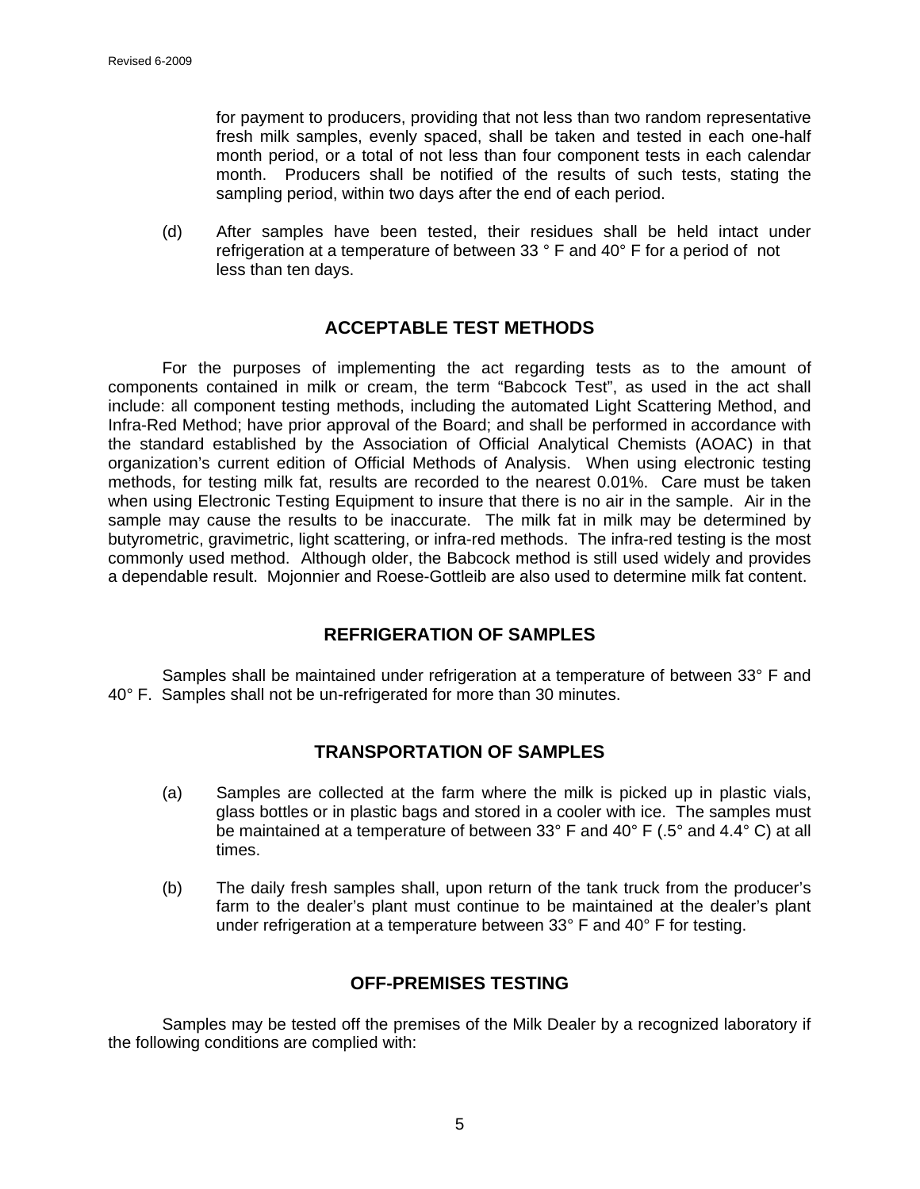for payment to producers, providing that not less than two random representative fresh milk samples, evenly spaced, shall be taken and tested in each one-half month period, or a total of not less than four component tests in each calendar month. Producers shall be notified of the results of such tests, stating the sampling period, within two days after the end of each period.

(d) After samples have been tested, their residues shall be held intact under refrigeration at a temperature of between 33 ° F and 40° F for a period of not less than ten days.

## ACCEPTABLE TEST METHODS

For the purposes of implementing the act regarding tests as to the amount of components contained in milk or cream, the term "Babcock Test", as used in the act shall include: all component testing methods, including the automated Light Scattering Method, and Infra-Red Method; have prior approval of the Board; and shall be performed in accordance with the standard established by the Association of Official Analytical Chemists (AOAC) in that organization's current edition of Official Methods of Analysis. When using electronic testing methods, for testing milk fat, results are recorded to the nearest 0.01%. Care must be taken when using Electronic Testing Equipment to insure that there is no air in the sample. Air in the sample may cause the results to be inaccurate. The milk fat in milk may be determined by butyrometric, gravimetric, light scattering, or infra-red methods. The infra-red testing is the most commonly used method. Although older, the Babcock method is still used widely and provides a dependable result. Mojonnier and Roese-Gottleib are also used to determine milk fat content.

## REFRIGERATION OF SAMPLES

Samples shall be maintained under refrigeration at a temperature of between 33° F and 40° F. Samples shall not be un-refrigerated for more than 30 minutes.

## TRANSPORTATION OF SAMPLES

(a) Samples are collected at the farm where the milk is picked up in plastic vials, glass bottles or in plastic bags and stored in a cooler with ice. The samples must be maintained at a temperature of between 33° F and 40° F (.5° and 4.4° C) at all times.

(b) The daily fresh samples shall, upon return of the tank truck from the producer's farm to the dealer's plant must continue to be maintained at the dealer's plant under refrigeration at a temperature between 33° F and 40° F for testing.

## OFF-PREMISES TESTING

Samples may be tested off the premises of the Milk Dealer by a recognized laboratory if the following conditions are complied with: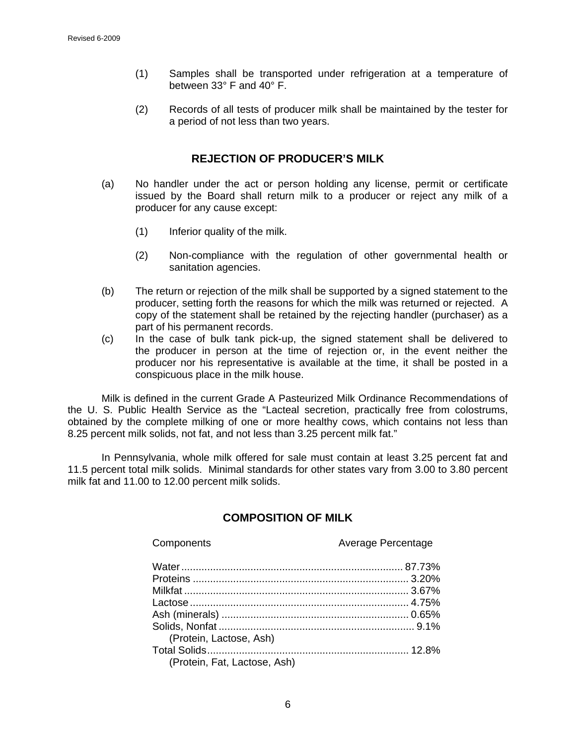(1) Samples shall be transported under refrigeration at a temperature of between 33° F and 40° F.

(2) Records of all tests of producer milk shall be maintained by the tester for a period of not less than two years.

## REJECTION OF PRODUCER'S MILK

(a) No handler under the act or person holding any license, permit or certificate issued by the Board shall return milk to a producer or reject any milk of a producer for any cause except:

(1) Inferior quality of the milk.

(2) Non-compliance with the regulation of other governmental health or sanitation agencies.

(b) The return or rejection of the milk shall be supported by a signed statement to the producer, setting forth the reasons for which the milk was returned or rejected. A copy of the statement shall be retained by the rejecting handler (purchaser) as a part of his permanent records.

(c) In the case of bulk tank pick-up, the signed statement shall be delivered to the producer in person at the time of rejection or, in the event neither the producer nor his representative is available at the time, it shall be posted in a conspicuous place in the milk house.

Milk is defined in the current Grade A Pasteurized Milk Ordinance Recommendations of the U. S. Public Health Service as the "Lacteal secretion, practically free from colostrums, obtained by the complete milking of one or more healthy cows, which contains not less than 8.25 percent milk solids, not fat, and not less than 3.25 percent milk fat."

In Pennsylvania, whole milk offered for sale must contain at least 3.25 percent fat and 11.5 percent total milk solids. Minimal standards for other states vary from 3.00 to 3.80 percent milk fat and 11.00 to 12.00 percent milk solids.

## COMPOSITION OF MILK

| Components | Average Percentage |
|---|---|
| Water | 87.73% |
| Proteins | 3.20% |
| Milkfat | 3.67% |
| Lactose | 4.75% |
| Ash (minerals) | 0.65% |
| Solids, Nonfat (Protein, Lactose, Ash) | 9.1% |
| Total Solids (Protein, Fat, Lactose, Ash) | 12.8% |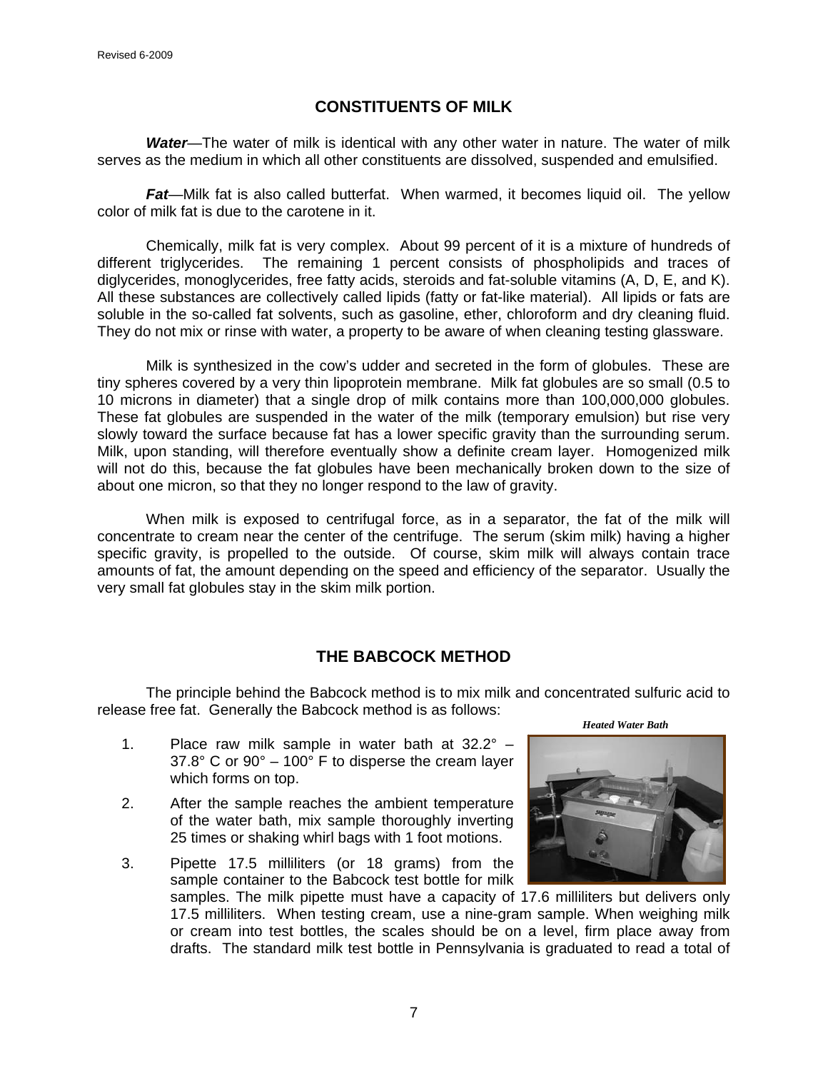## CONSTITUENTS OF MILK

***Water***—The water of milk is identical with any other water in nature. The water of milk serves as the medium in which all other constituents are dissolved, suspended and emulsified.

***Fat***—Milk fat is also called butterfat. When warmed, it becomes liquid oil. The yellow color of milk fat is due to the carotene in it.

Chemically, milk fat is very complex. About 99 percent of it is a mixture of hundreds of different triglycerides. The remaining 1 percent consists of phospholipids and traces of diglycerides, monoglycerides, free fatty acids, steroids and fat-soluble vitamins (A, D, E, and K). All these substances are collectively called lipids (fatty or fat-like material). All lipids or fats are soluble in the so-called fat solvents, such as gasoline, ether, chloroform and dry cleaning fluid. They do not mix or rinse with water, a property to be aware of when cleaning testing glassware.

Milk is synthesized in the cow's udder and secreted in the form of globules. These are tiny spheres covered by a very thin lipoprotein membrane. Milk fat globules are so small (0.5 to 10 microns in diameter) that a single drop of milk contains more than 100,000,000 globules. These fat globules are suspended in the water of the milk (temporary emulsion) but rise very slowly toward the surface because fat has a lower specific gravity than the surrounding serum. Milk, upon standing, will therefore eventually show a definite cream layer. Homogenized milk will not do this, because the fat globules have been mechanically broken down to the size of about one micron, so that they no longer respond to the law of gravity.

When milk is exposed to centrifugal force, as in a separator, the fat of the milk will concentrate to cream near the center of the centrifuge. The serum (skim milk) having a higher specific gravity, is propelled to the outside. Of course, skim milk will always contain trace amounts of fat, the amount depending on the speed and efficiency of the separator. Usually the very small fat globules stay in the skim milk portion.

## THE BABCOCK METHOD

The principle behind the Babcock method is to mix milk and concentrated sulfuric acid to release free fat. Generally the Babcock method is as follows:

*Heated Water Bath*

1. Place raw milk sample in water bath at 32.2° – 37.8° C or 90° – 100° F to disperse the cream layer which forms on top.
2. After the sample reaches the ambient temperature of the water bath, mix sample thoroughly inverting 25 times or shaking whirl bags with 1 foot motions.
3. Pipette 17.5 milliliters (or 18 grams) from the sample container to the Babcock test bottle for milk samples. The milk pipette must have a capacity of 17.6 milliliters but delivers only 17.5 milliliters. When testing cream, use a nine-gram sample. When weighing milk or cream into test bottles, the scales should be on a level, firm place away from drafts. The standard milk test bottle in Pennsylvania is graduated to read a total of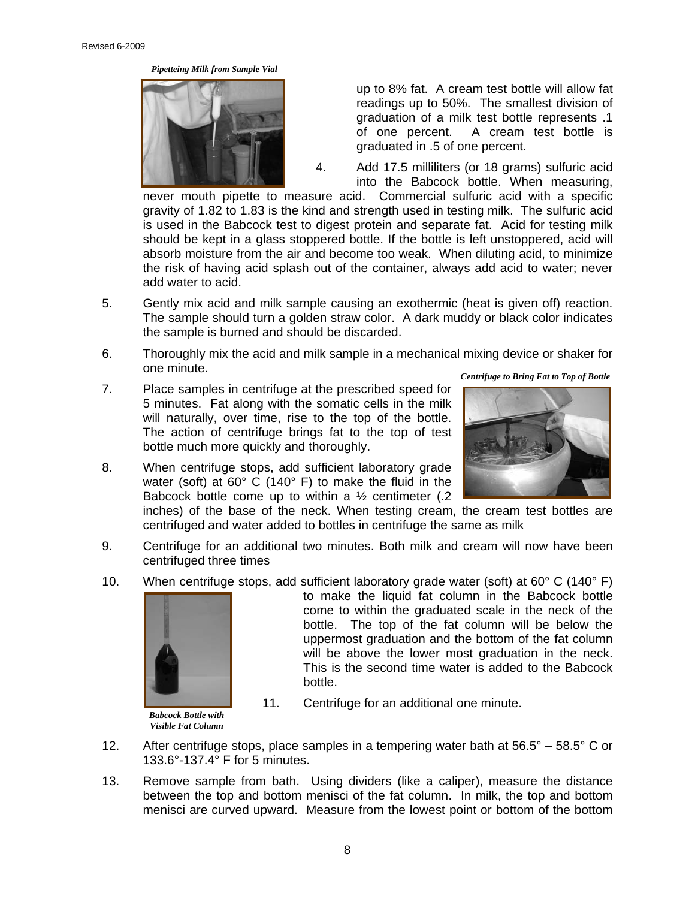*Pipetteing Milk from Sample Vial*

up to 8% fat. A cream test bottle will allow fat readings up to 50%. The smallest division of graduation of a milk test bottle represents .1 of one percent. A cream test bottle is graduated in .5 of one percent.

4. Add 17.5 milliliters (or 18 grams) sulfuric acid into the Babcock bottle. When measuring, never mouth pipette to measure acid. Commercial sulfuric acid with a specific gravity of 1.82 to 1.83 is the kind and strength used in testing milk. The sulfuric acid is used in the Babcock test to digest protein and separate fat. Acid for testing milk should be kept in a glass stoppered bottle. If the bottle is left unstoppered, acid will absorb moisture from the air and become too weak. When diluting acid, to minimize the risk of having acid splash out of the container, always add acid to water; never add water to acid.

5. Gently mix acid and milk sample causing an exothermic (heat is given off) reaction. The sample should turn a golden straw color. A dark muddy or black color indicates the sample is burned and should be discarded.

6. Thoroughly mix the acid and milk sample in a mechanical mixing device or shaker for one minute.

*Centrifuge to Bring Fat to Top of Bottle*

7. Place samples in centrifuge at the prescribed speed for 5 minutes. Fat along with the somatic cells in the milk will naturally, over time, rise to the top of the bottle. The action of centrifuge brings fat to the top of test bottle much more quickly and thoroughly.

8. When centrifuge stops, add sufficient laboratory grade water (soft) at 60° C (140° F) to make the fluid in the Babcock bottle come up to within a ½ centimeter (.2 inches) of the base of the neck. When testing cream, the cream test bottles are centrifuged and water added to bottles in centrifuge the same as milk

9. Centrifuge for an additional two minutes. Both milk and cream will now have been centrifuged three times

10. When centrifuge stops, add sufficient laboratory grade water (soft) at 60° C (140° F) to make the liquid fat column in the Babcock bottle come to within the graduated scale in the neck of the bottle. The top of the fat column will be below the uppermost graduation and the bottom of the fat column will be above the lower most graduation in the neck. This is the second time water is added to the Babcock bottle.

11. Centrifuge for an additional one minute.

*Babcock Bottle with Visible Fat Column*

12. After centrifuge stops, place samples in a tempering water bath at 56.5° – 58.5° C or 133.6°-137.4° F for 5 minutes.

13. Remove sample from bath. Using dividers (like a caliper), measure the distance between the top and bottom menisci of the fat column. In milk, the top and bottom menisci are curved upward. Measure from the lowest point or bottom of the bottom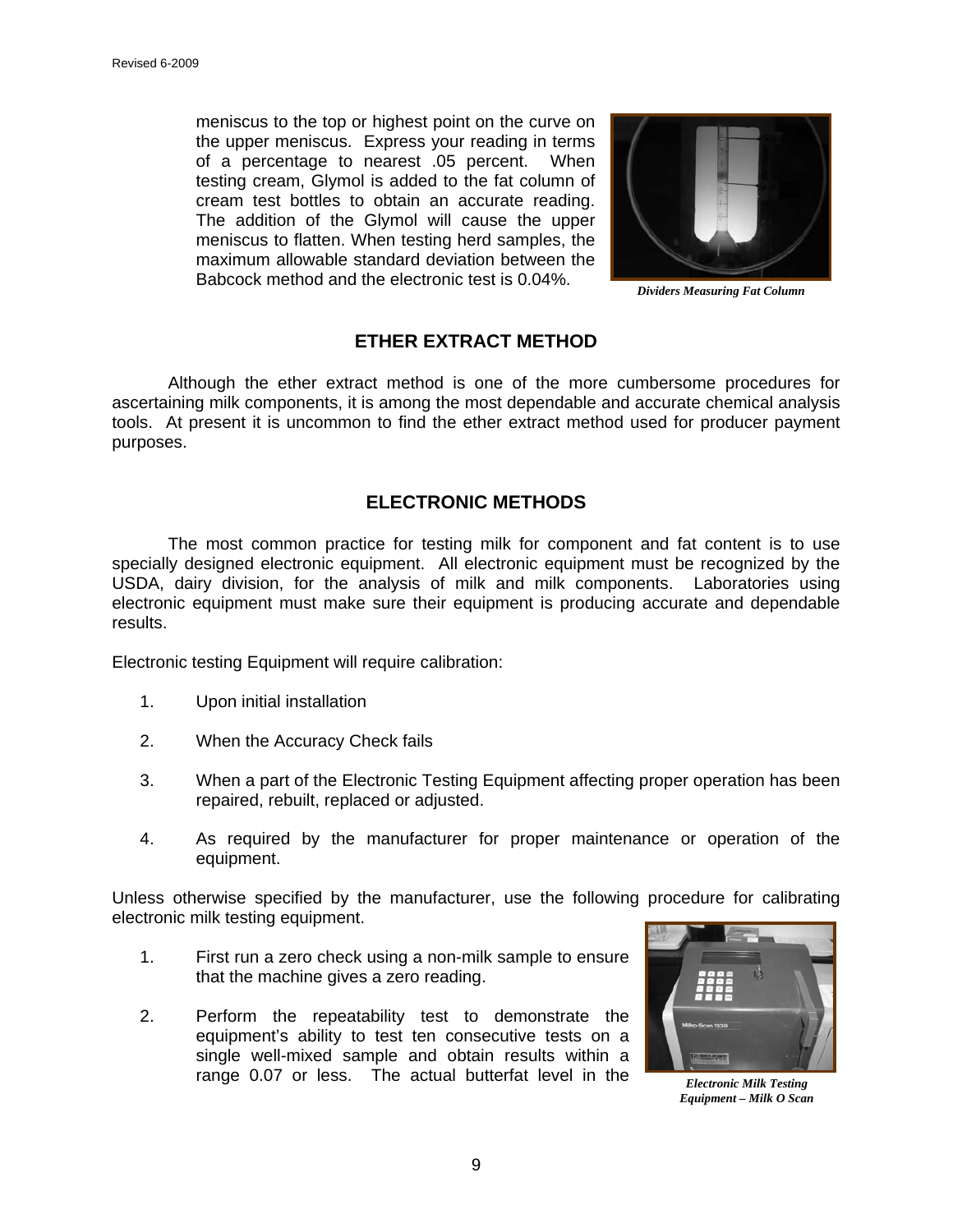meniscus to the top or highest point on the curve on the upper meniscus. Express your reading in terms of a percentage to nearest .05 percent. When testing cream, Glymol is added to the fat column of cream test bottles to obtain an accurate reading. The addition of the Glymol will cause the upper meniscus to flatten. When testing herd samples, the maximum allowable standard deviation between the Babcock method and the electronic test is 0.04%.

***Dividers Measuring Fat Column***

## ETHER EXTRACT METHOD

Although the ether extract method is one of the more cumbersome procedures for ascertaining milk components, it is among the most dependable and accurate chemical analysis tools. At present it is uncommon to find the ether extract method used for producer payment purposes.

## ELECTRONIC METHODS

The most common practice for testing milk for component and fat content is to use specially designed electronic equipment. All electronic equipment must be recognized by the USDA, dairy division, for the analysis of milk and milk components. Laboratories using electronic equipment must make sure their equipment is producing accurate and dependable results.

Electronic testing Equipment will require calibration:

1. Upon initial installation
2. When the Accuracy Check fails
3. When a part of the Electronic Testing Equipment affecting proper operation has been repaired, rebuilt, replaced or adjusted.
4. As required by the manufacturer for proper maintenance or operation of the equipment.

Unless otherwise specified by the manufacturer, use the following procedure for calibrating electronic milk testing equipment.

1. First run a zero check using a non-milk sample to ensure that the machine gives a zero reading.
2. Perform the repeatability test to demonstrate the equipment's ability to test ten consecutive tests on a single well-mixed sample and obtain results within a range 0.07 or less. The actual butterfat level in the

***Electronic Milk Testing Equipment – Milk O Scan***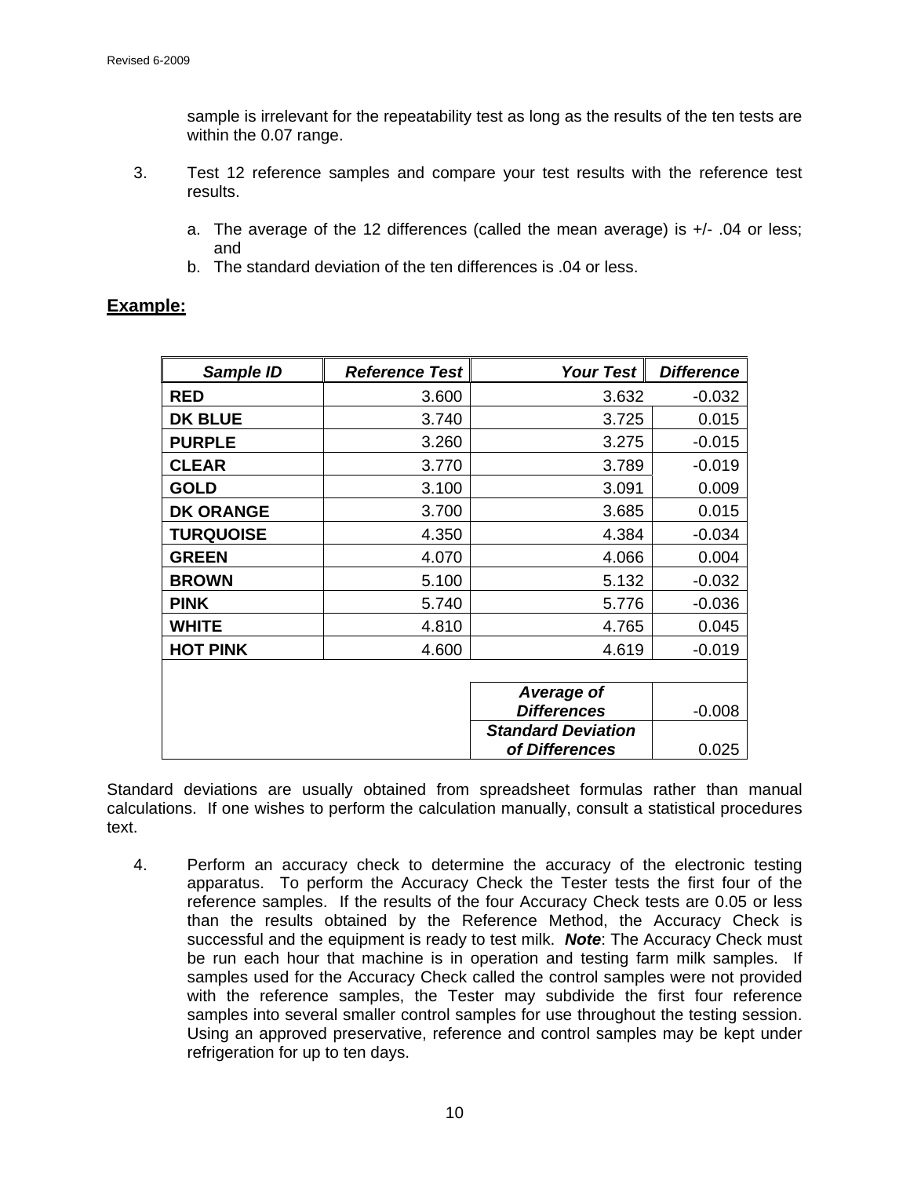sample is irrelevant for the repeatability test as long as the results of the ten tests are within the 0.07 range.

3. Test 12 reference samples and compare your test results with the reference test results.

   a. The average of the 12 differences (called the mean average) is +/- .04 or less; and
   b. The standard deviation of the ten differences is .04 or less.

## Example:

| ***Sample ID*** | ***Reference Test*** | ***Your Test*** | ***Difference*** |
|---|---|---|---|
| **RED** | 3.600 | 3.632 | -0.032 |
| **DK BLUE** | 3.740 | 3.725 | 0.015 |
| **PURPLE** | 3.260 | 3.275 | -0.015 |
| **CLEAR** | 3.770 | 3.789 | -0.019 |
| **GOLD** | 3.100 | 3.091 | 0.009 |
| **DK ORANGE** | 3.700 | 3.685 | 0.015 |
| **TURQUOISE** | 4.350 | 4.384 | -0.034 |
| **GREEN** | 4.070 | 4.066 | 0.004 |
| **BROWN** | 5.100 | 5.132 | -0.032 |
| **PINK** | 5.740 | 5.776 | -0.036 |
| **WHITE** | 4.810 | 4.765 | 0.045 |
| **HOT PINK** | 4.600 | 4.619 | -0.019 |
| | | | |
| | | ***Average of Differences*** | -0.008 |
| | | ***Standard Deviation of Differences*** | 0.025 |

Standard deviations are usually obtained from spreadsheet formulas rather than manual calculations. If one wishes to perform the calculation manually, consult a statistical procedures text.

4. Perform an accuracy check to determine the accuracy of the electronic testing apparatus. To perform the Accuracy Check the Tester tests the first four of the reference samples. If the results of the four Accuracy Check tests are 0.05 or less than the results obtained by the Reference Method, the Accuracy Check is successful and the equipment is ready to test milk. ***Note***: The Accuracy Check must be run each hour that machine is in operation and testing farm milk samples. If samples used for the Accuracy Check called the control samples were not provided with the reference samples, the Tester may subdivide the first four reference samples into several smaller control samples for use throughout the testing session. Using an approved preservative, reference and control samples may be kept under refrigeration for up to ten days.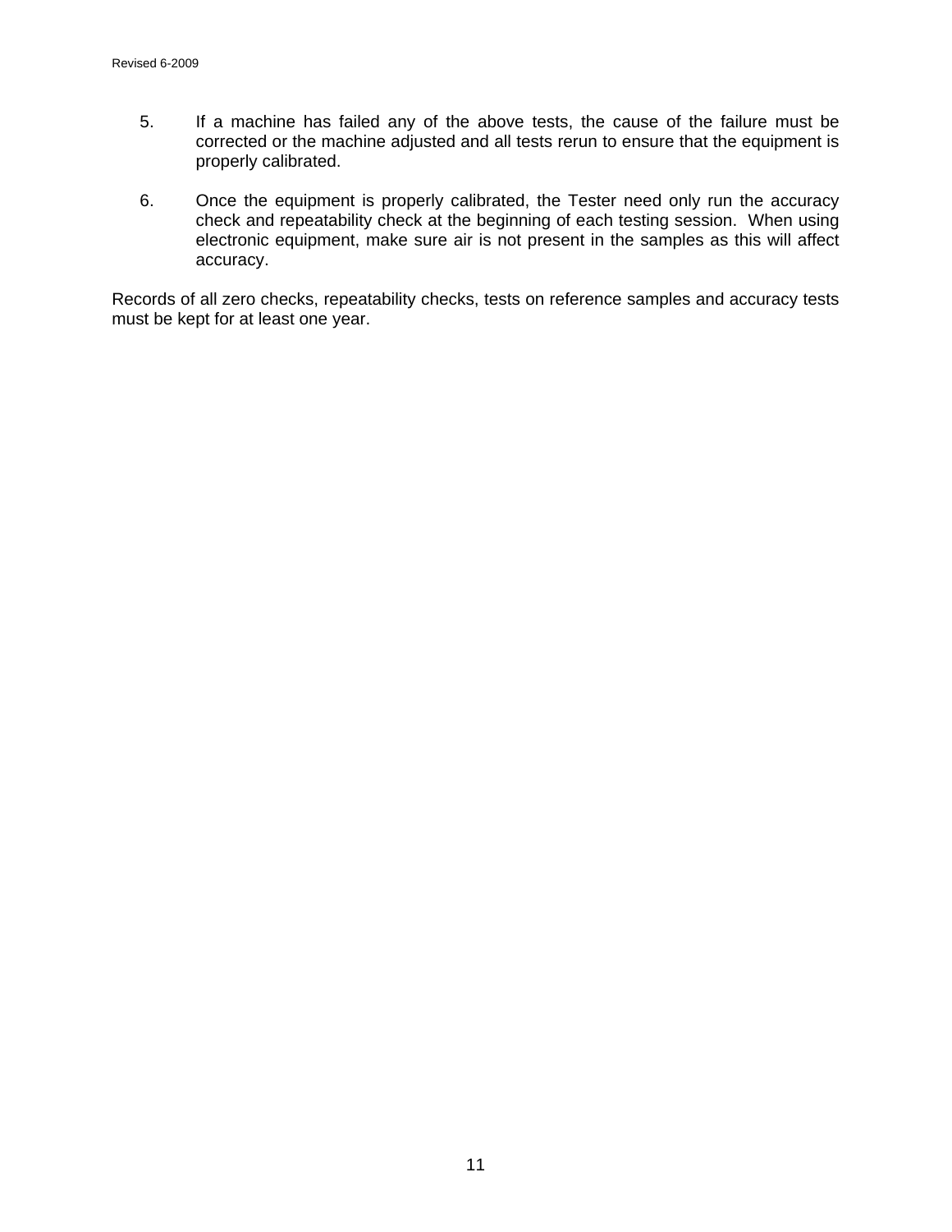5. If a machine has failed any of the above tests, the cause of the failure must be corrected or the machine adjusted and all tests rerun to ensure that the equipment is properly calibrated.

6. Once the equipment is properly calibrated, the Tester need only run the accuracy check and repeatability check at the beginning of each testing session. When using electronic equipment, make sure air is not present in the samples as this will affect accuracy.

Records of all zero checks, repeatability checks, tests on reference samples and accuracy tests must be kept for at least one year.